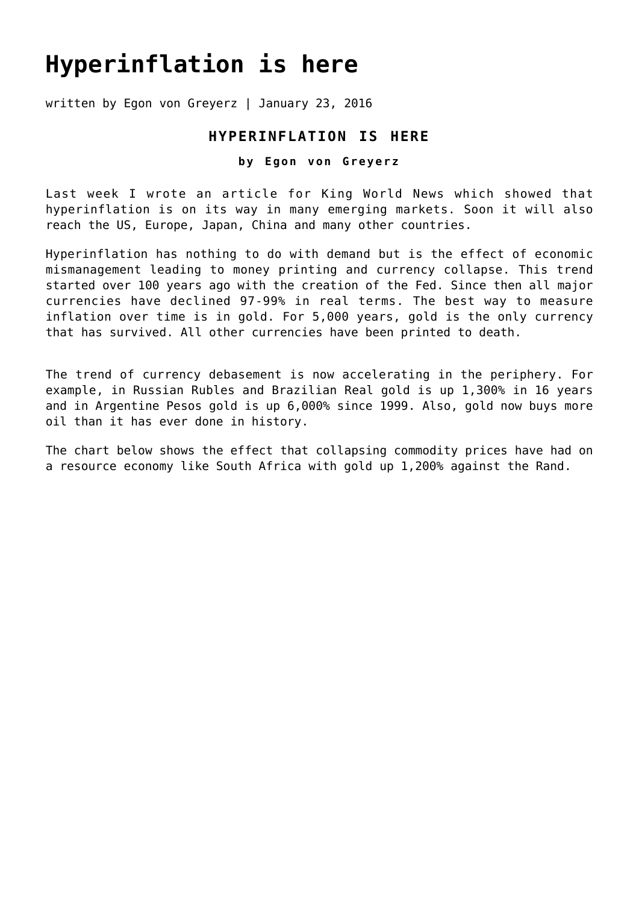# Hyperinflation is here

written by Egon von Greyerz | January 23, 2016

## HYPERINFLATION IS HERE

**by Egon von Greyerz**

Last week I wrote an article for King World News which showed that hyperinflation is on its way in many emerging markets. Soon it will also reach the US, Europe, Japan, China and many other countries.

Hyperinflation has nothing to do with demand but is the effect of economic mismanagement leading to money printing and currency collapse. This trend started over 100 years ago with the creation of the Fed. Since then all major currencies have declined 97-99% in real terms. The best way to measure inflation over time is in gold. For 5,000 years, gold is the only currency that has survived. All other currencies have been printed to death.

The trend of currency debasement is now accelerating in the periphery. For example, in Russian Rubles and Brazilian Real gold is up 1,300% in 16 years and in Argentine Pesos gold is up 6,000% since 1999. Also, gold now buys more oil than it has ever done in history.

The chart below shows the effect that collapsing commodity prices have had on a resource economy like South Africa with gold up 1,200% against the Rand.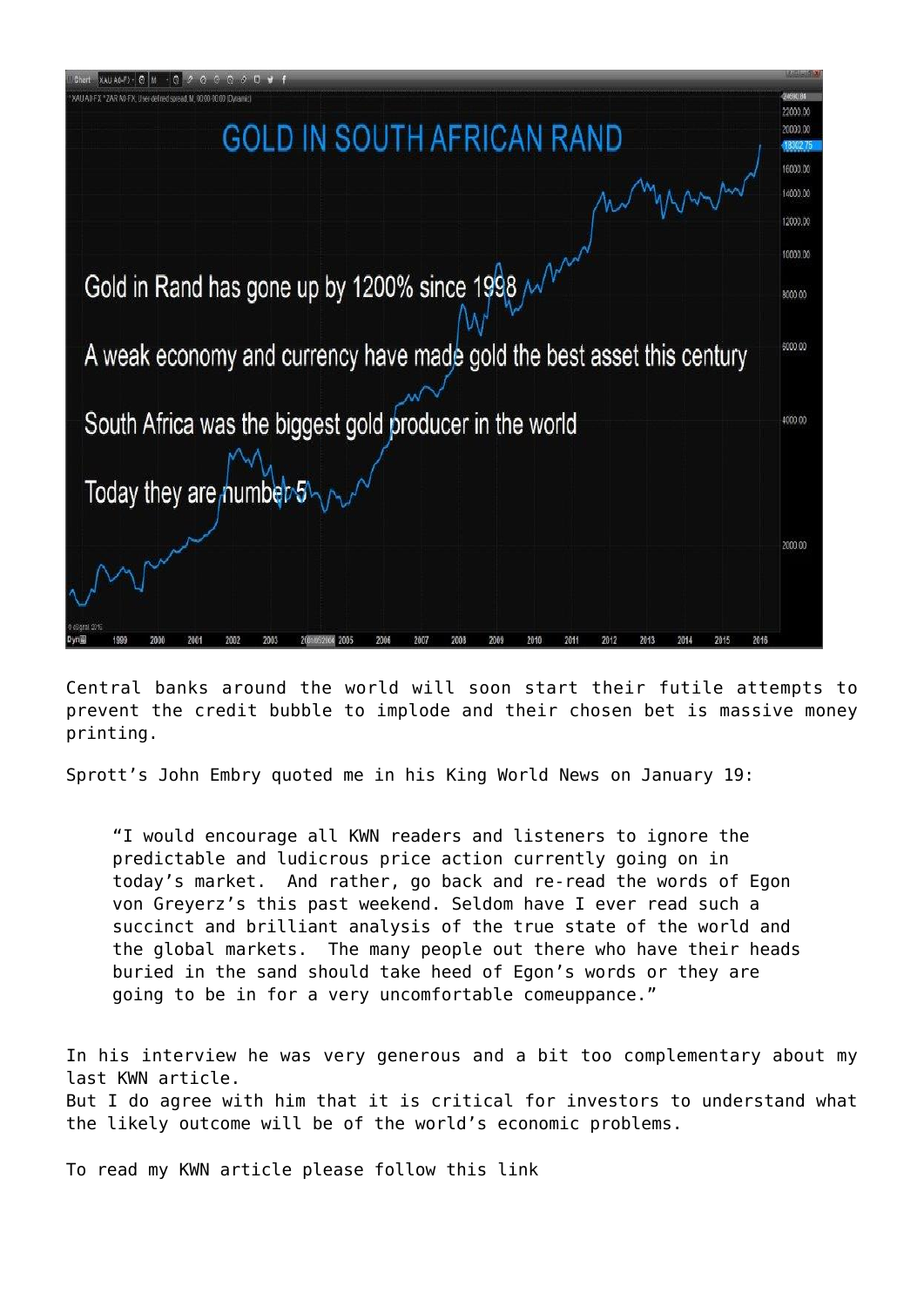Central banks around the world will soon start their futile attempts to prevent the credit bubble to implode and their chosen bet is massive money printing.

Sprott's John Embry quoted me in his King World News on January 19:

> "I would encourage all KWN readers and listeners to ignore the predictable and ludicrous price action currently going on in today's market. And rather, go back and re-read the words of Egon von Greyerz's this past weekend. Seldom have I ever read such a succinct and brilliant analysis of the true state of the world and the global markets. The many people out there who have their heads buried in the sand should take heed of Egon's words or they are going to be in for a very uncomfortable comeuppance."

In his interview he was very generous and a bit too complementary about my last KWN article.
But I do agree with him that it is critical for investors to understand what the likely outcome will be of the world's economic problems.

To read my KWN article please follow this link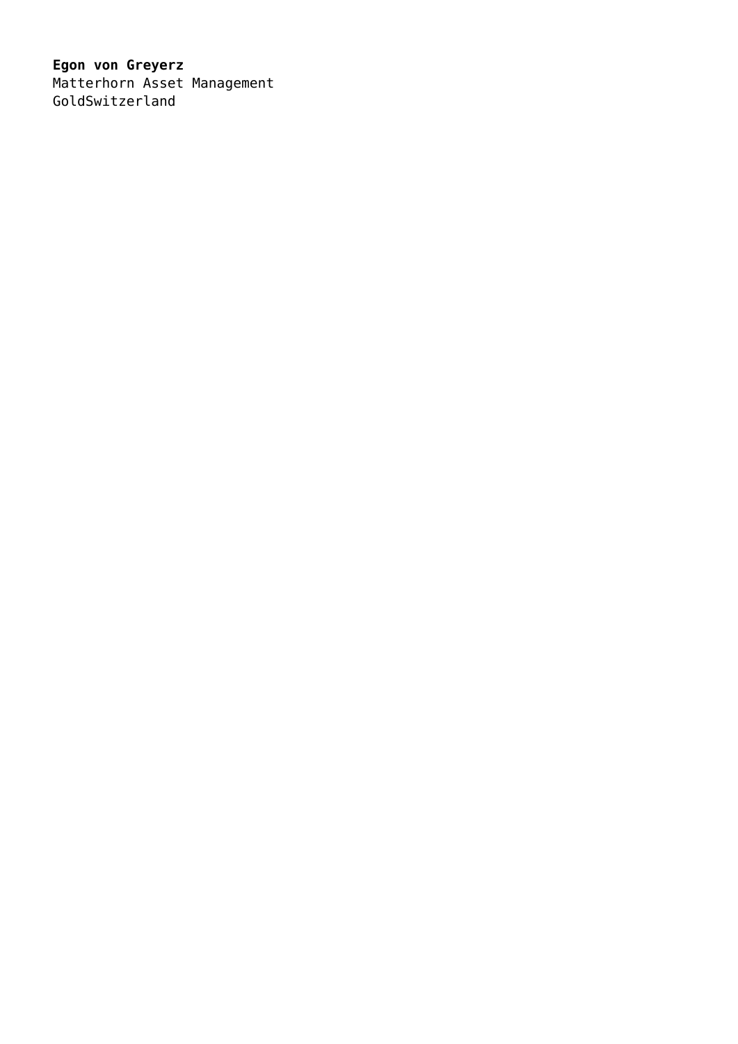**Egon von Greyerz**
Matterhorn Asset Management
GoldSwitzerland